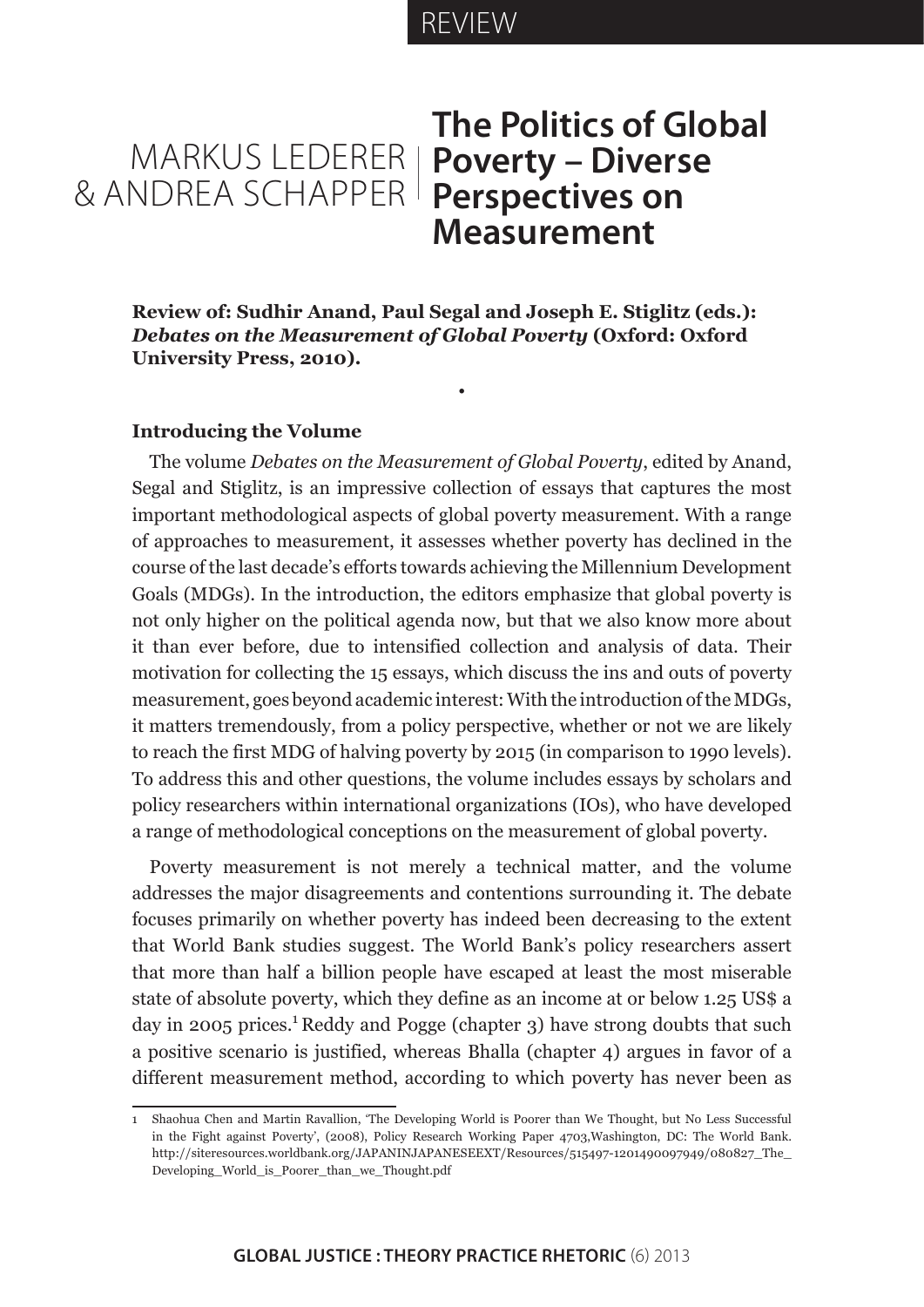REVIEW

# The Politics of Global Poverty – Diverse Perspectives on Measurement

MARKUS LEDERER & ANDREA SCHAPPER

**Review of: Sudhir Anand, Paul Segal and Joseph E. Stiglitz (eds.): *Debates on the Measurement of Global Poverty* (Oxford: Oxford University Press, 2010).**

•

### Introducing the Volume

The volume *Debates on the Measurement of Global Poverty*, edited by Anand, Segal and Stiglitz, is an impressive collection of essays that captures the most important methodological aspects of global poverty measurement. With a range of approaches to measurement, it assesses whether poverty has declined in the course of the last decade's efforts towards achieving the Millennium Development Goals (MDGs). In the introduction, the editors emphasize that global poverty is not only higher on the political agenda now, but that we also know more about it than ever before, due to intensified collection and analysis of data. Their motivation for collecting the 15 essays, which discuss the ins and outs of poverty measurement, goes beyond academic interest: With the introduction of the MDGs, it matters tremendously, from a policy perspective, whether or not we are likely to reach the first MDG of halving poverty by 2015 (in comparison to 1990 levels). To address this and other questions, the volume includes essays by scholars and policy researchers within international organizations (IOs), who have developed a range of methodological conceptions on the measurement of global poverty.

Poverty measurement is not merely a technical matter, and the volume addresses the major disagreements and contentions surrounding it. The debate focuses primarily on whether poverty has indeed been decreasing to the extent that World Bank studies suggest. The World Bank's policy researchers assert that more than half a billion people have escaped at least the most miserable state of absolute poverty, which they define as an income at or below 1.25 US$ a day in 2005 prices.[1] Reddy and Pogge (chapter 3) have strong doubts that such a positive scenario is justified, whereas Bhalla (chapter 4) argues in favor of a different measurement method, according to which poverty has never been as

---

1 Shaohua Chen and Martin Ravallion, 'The Developing World is Poorer than We Thought, but No Less Successful in the Fight against Poverty', (2008), Policy Research Working Paper 4703,Washington, DC: The World Bank. http://siteresources.worldbank.org/JAPANINJAPANESEEXT/Resources/515497-1201490097949/080827_The_Developing_World_is_Poorer_than_we_Thought.pdf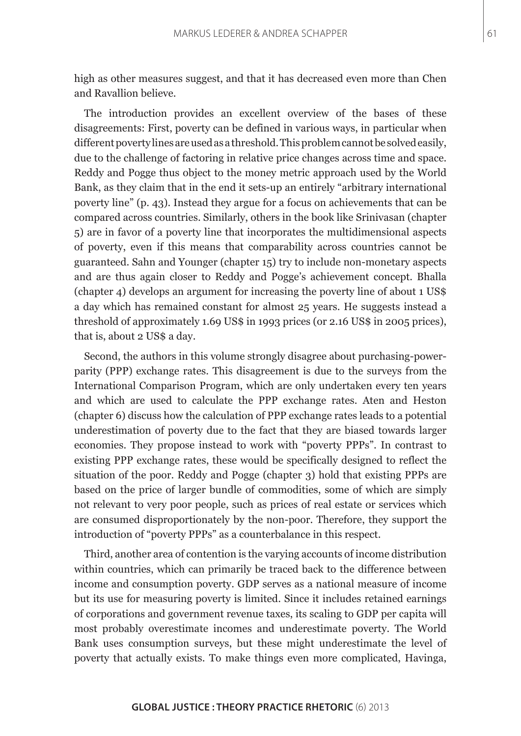high as other measures suggest, and that it has decreased even more than Chen and Ravallion believe.

The introduction provides an excellent overview of the bases of these disagreements: First, poverty can be defined in various ways, in particular when different poverty lines are used as a threshold. This problem cannot be solved easily, due to the challenge of factoring in relative price changes across time and space. Reddy and Pogge thus object to the money metric approach used by the World Bank, as they claim that in the end it sets-up an entirely "arbitrary international poverty line" (p. 43). Instead they argue for a focus on achievements that can be compared across countries. Similarly, others in the book like Srinivasan (chapter 5) are in favor of a poverty line that incorporates the multidimensional aspects of poverty, even if this means that comparability across countries cannot be guaranteed. Sahn and Younger (chapter 15) try to include non-monetary aspects and are thus again closer to Reddy and Pogge's achievement concept. Bhalla (chapter 4) develops an argument for increasing the poverty line of about 1 US$ a day which has remained constant for almost 25 years. He suggests instead a threshold of approximately 1.69 US$ in 1993 prices (or 2.16 US$ in 2005 prices), that is, about 2 US$ a day.

Second, the authors in this volume strongly disagree about purchasing-power-parity (PPP) exchange rates. This disagreement is due to the surveys from the International Comparison Program, which are only undertaken every ten years and which are used to calculate the PPP exchange rates. Aten and Heston (chapter 6) discuss how the calculation of PPP exchange rates leads to a potential underestimation of poverty due to the fact that they are biased towards larger economies. They propose instead to work with "poverty PPPs". In contrast to existing PPP exchange rates, these would be specifically designed to reflect the situation of the poor. Reddy and Pogge (chapter 3) hold that existing PPPs are based on the price of larger bundle of commodities, some of which are simply not relevant to very poor people, such as prices of real estate or services which are consumed disproportionately by the non-poor. Therefore, they support the introduction of "poverty PPPs" as a counterbalance in this respect.

Third, another area of contention is the varying accounts of income distribution within countries, which can primarily be traced back to the difference between income and consumption poverty. GDP serves as a national measure of income but its use for measuring poverty is limited. Since it includes retained earnings of corporations and government revenue taxes, its scaling to GDP per capita will most probably overestimate incomes and underestimate poverty. The World Bank uses consumption surveys, but these might underestimate the level of poverty that actually exists. To make things even more complicated, Havinga,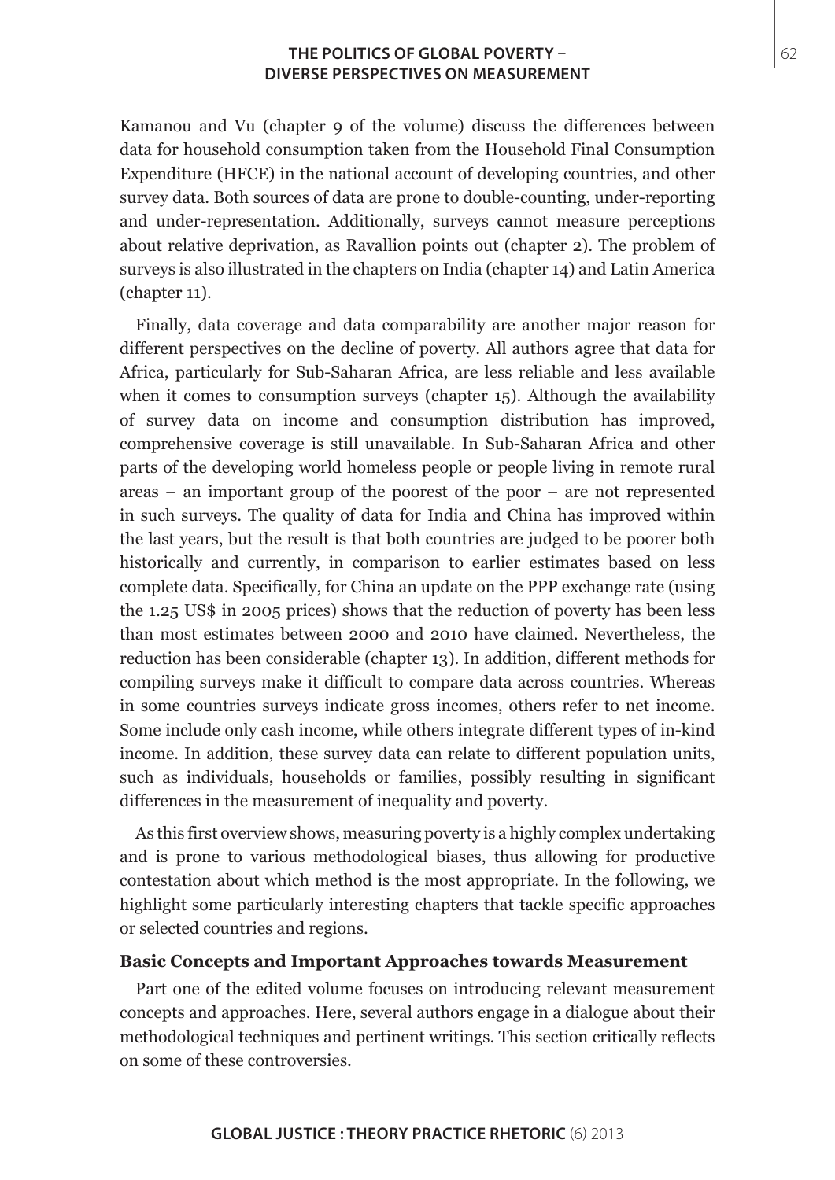Kamanou and Vu (chapter 9 of the volume) discuss the differences between data for household consumption taken from the Household Final Consumption Expenditure (HFCE) in the national account of developing countries, and other survey data. Both sources of data are prone to double-counting, under-reporting and under-representation. Additionally, surveys cannot measure perceptions about relative deprivation, as Ravallion points out (chapter 2). The problem of surveys is also illustrated in the chapters on India (chapter 14) and Latin America (chapter 11).

Finally, data coverage and data comparability are another major reason for different perspectives on the decline of poverty. All authors agree that data for Africa, particularly for Sub-Saharan Africa, are less reliable and less available when it comes to consumption surveys (chapter 15). Although the availability of survey data on income and consumption distribution has improved, comprehensive coverage is still unavailable. In Sub-Saharan Africa and other parts of the developing world homeless people or people living in remote rural areas – an important group of the poorest of the poor – are not represented in such surveys. The quality of data for India and China has improved within the last years, but the result is that both countries are judged to be poorer both historically and currently, in comparison to earlier estimates based on less complete data. Specifically, for China an update on the PPP exchange rate (using the 1.25 US$ in 2005 prices) shows that the reduction of poverty has been less than most estimates between 2000 and 2010 have claimed. Nevertheless, the reduction has been considerable (chapter 13). In addition, different methods for compiling surveys make it difficult to compare data across countries. Whereas in some countries surveys indicate gross incomes, others refer to net income. Some include only cash income, while others integrate different types of in-kind income. In addition, these survey data can relate to different population units, such as individuals, households or families, possibly resulting in significant differences in the measurement of inequality and poverty.

As this first overview shows, measuring poverty is a highly complex undertaking and is prone to various methodological biases, thus allowing for productive contestation about which method is the most appropriate. In the following, we highlight some particularly interesting chapters that tackle specific approaches or selected countries and regions.

## Basic Concepts and Important Approaches towards Measurement

Part one of the edited volume focuses on introducing relevant measurement concepts and approaches. Here, several authors engage in a dialogue about their methodological techniques and pertinent writings. This section critically reflects on some of these controversies.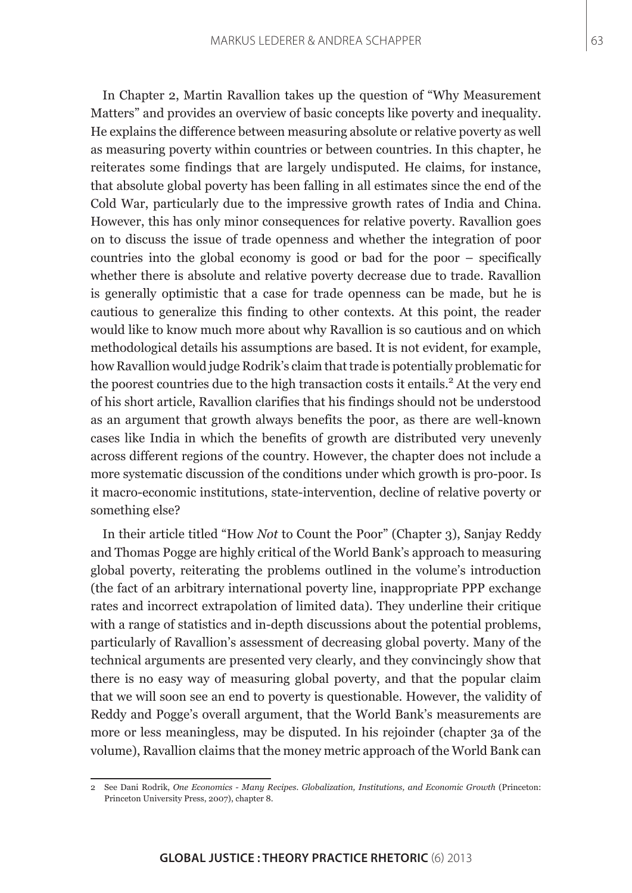In Chapter 2, Martin Ravallion takes up the question of "Why Measurement Matters" and provides an overview of basic concepts like poverty and inequality. He explains the difference between measuring absolute or relative poverty as well as measuring poverty within countries or between countries. In this chapter, he reiterates some findings that are largely undisputed. He claims, for instance, that absolute global poverty has been falling in all estimates since the end of the Cold War, particularly due to the impressive growth rates of India and China. However, this has only minor consequences for relative poverty. Ravallion goes on to discuss the issue of trade openness and whether the integration of poor countries into the global economy is good or bad for the poor – specifically whether there is absolute and relative poverty decrease due to trade. Ravallion is generally optimistic that a case for trade openness can be made, but he is cautious to generalize this finding to other contexts. At this point, the reader would like to know much more about why Ravallion is so cautious and on which methodological details his assumptions are based. It is not evident, for example, how Ravallion would judge Rodrik's claim that trade is potentially problematic for the poorest countries due to the high transaction costs it entails.[2] At the very end of his short article, Ravallion clarifies that his findings should not be understood as an argument that growth always benefits the poor, as there are well-known cases like India in which the benefits of growth are distributed very unevenly across different regions of the country. However, the chapter does not include a more systematic discussion of the conditions under which growth is pro-poor. Is it macro-economic institutions, state-intervention, decline of relative poverty or something else?

In their article titled "How *Not* to Count the Poor" (Chapter 3), Sanjay Reddy and Thomas Pogge are highly critical of the World Bank's approach to measuring global poverty, reiterating the problems outlined in the volume's introduction (the fact of an arbitrary international poverty line, inappropriate PPP exchange rates and incorrect extrapolation of limited data). They underline their critique with a range of statistics and in-depth discussions about the potential problems, particularly of Ravallion's assessment of decreasing global poverty. Many of the technical arguments are presented very clearly, and they convincingly show that there is no easy way of measuring global poverty, and that the popular claim that we will soon see an end to poverty is questionable. However, the validity of Reddy and Pogge's overall argument, that the World Bank's measurements are more or less meaningless, may be disputed. In his rejoinder (chapter 3a of the volume), Ravallion claims that the money metric approach of the World Bank can

---

2 See Dani Rodrik, *One Economics - Many Recipes. Globalization, Institutions, and Economic Growth* (Princeton: Princeton University Press, 2007), chapter 8.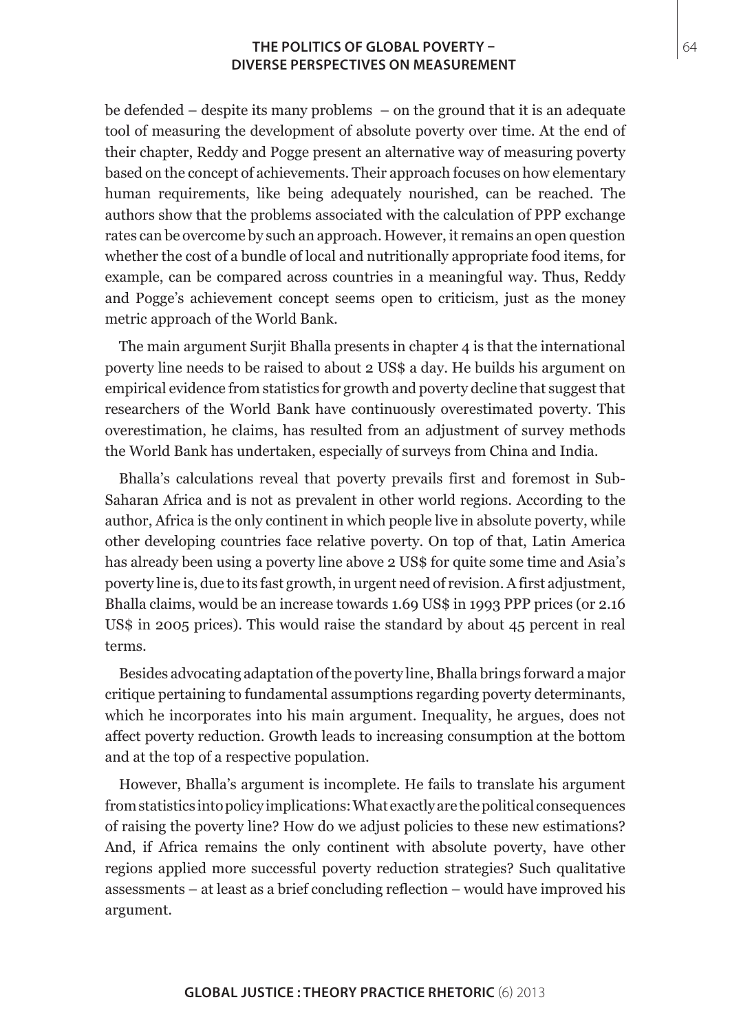be defended – despite its many problems – on the ground that it is an adequate tool of measuring the development of absolute poverty over time. At the end of their chapter, Reddy and Pogge present an alternative way of measuring poverty based on the concept of achievements. Their approach focuses on how elementary human requirements, like being adequately nourished, can be reached. The authors show that the problems associated with the calculation of PPP exchange rates can be overcome by such an approach. However, it remains an open question whether the cost of a bundle of local and nutritionally appropriate food items, for example, can be compared across countries in a meaningful way. Thus, Reddy and Pogge's achievement concept seems open to criticism, just as the money metric approach of the World Bank.

The main argument Surjit Bhalla presents in chapter 4 is that the international poverty line needs to be raised to about 2 US$ a day. He builds his argument on empirical evidence from statistics for growth and poverty decline that suggest that researchers of the World Bank have continuously overestimated poverty. This overestimation, he claims, has resulted from an adjustment of survey methods the World Bank has undertaken, especially of surveys from China and India.

Bhalla's calculations reveal that poverty prevails first and foremost in Sub-Saharan Africa and is not as prevalent in other world regions. According to the author, Africa is the only continent in which people live in absolute poverty, while other developing countries face relative poverty. On top of that, Latin America has already been using a poverty line above 2 US$ for quite some time and Asia's poverty line is, due to its fast growth, in urgent need of revision. A first adjustment, Bhalla claims, would be an increase towards 1.69 US$ in 1993 PPP prices (or 2.16 US$ in 2005 prices). This would raise the standard by about 45 percent in real terms.

Besides advocating adaptation of the poverty line, Bhalla brings forward a major critique pertaining to fundamental assumptions regarding poverty determinants, which he incorporates into his main argument. Inequality, he argues, does not affect poverty reduction. Growth leads to increasing consumption at the bottom and at the top of a respective population.

However, Bhalla's argument is incomplete. He fails to translate his argument from statistics into policy implications: What exactly are the political consequences of raising the poverty line? How do we adjust policies to these new estimations? And, if Africa remains the only continent with absolute poverty, have other regions applied more successful poverty reduction strategies? Such qualitative assessments – at least as a brief concluding reflection – would have improved his argument.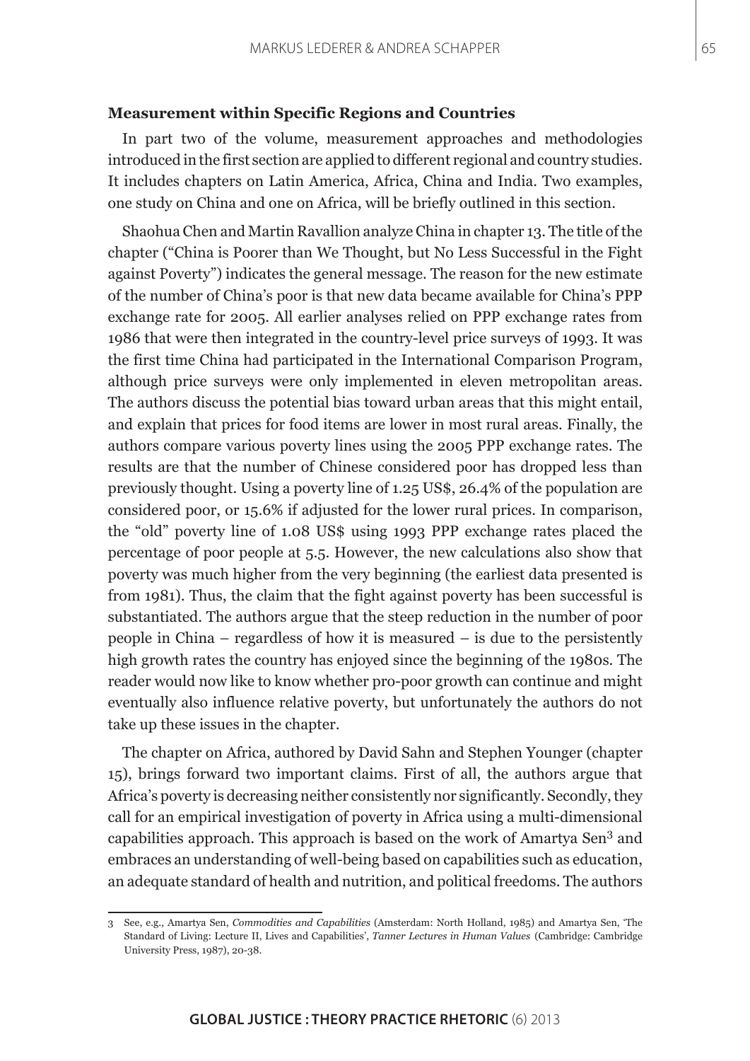### Measurement within Specific Regions and Countries

In part two of the volume, measurement approaches and methodologies introduced in the first section are applied to different regional and country studies. It includes chapters on Latin America, Africa, China and India. Two examples, one study on China and one on Africa, will be briefly outlined in this section.

Shaohua Chen and Martin Ravallion analyze China in chapter 13. The title of the chapter ("China is Poorer than We Thought, but No Less Successful in the Fight against Poverty") indicates the general message. The reason for the new estimate of the number of China's poor is that new data became available for China's PPP exchange rate for 2005. All earlier analyses relied on PPP exchange rates from 1986 that were then integrated in the country-level price surveys of 1993. It was the first time China had participated in the International Comparison Program, although price surveys were only implemented in eleven metropolitan areas. The authors discuss the potential bias toward urban areas that this might entail, and explain that prices for food items are lower in most rural areas. Finally, the authors compare various poverty lines using the 2005 PPP exchange rates. The results are that the number of Chinese considered poor has dropped less than previously thought. Using a poverty line of 1.25 US$, 26.4% of the population are considered poor, or 15.6% if adjusted for the lower rural prices. In comparison, the "old" poverty line of 1.08 US$ using 1993 PPP exchange rates placed the percentage of poor people at 5.5. However, the new calculations also show that poverty was much higher from the very beginning (the earliest data presented is from 1981). Thus, the claim that the fight against poverty has been successful is substantiated. The authors argue that the steep reduction in the number of poor people in China – regardless of how it is measured – is due to the persistently high growth rates the country has enjoyed since the beginning of the 1980s. The reader would now like to know whether pro-poor growth can continue and might eventually also influence relative poverty, but unfortunately the authors do not take up these issues in the chapter.

The chapter on Africa, authored by David Sahn and Stephen Younger (chapter 15), brings forward two important claims. First of all, the authors argue that Africa's poverty is decreasing neither consistently nor significantly. Secondly, they call for an empirical investigation of poverty in Africa using a multi-dimensional capabilities approach. This approach is based on the work of Amartya Sen[3] and embraces an understanding of well-being based on capabilities such as education, an adequate standard of health and nutrition, and political freedoms. The authors

3 See, e.g., Amartya Sen, *Commodities and Capabilities* (Amsterdam: North Holland, 1985) and Amartya Sen, 'The Standard of Living: Lecture II, Lives and Capabilities', *Tanner Lectures in Human Values* (Cambridge: Cambridge University Press, 1987), 20-38.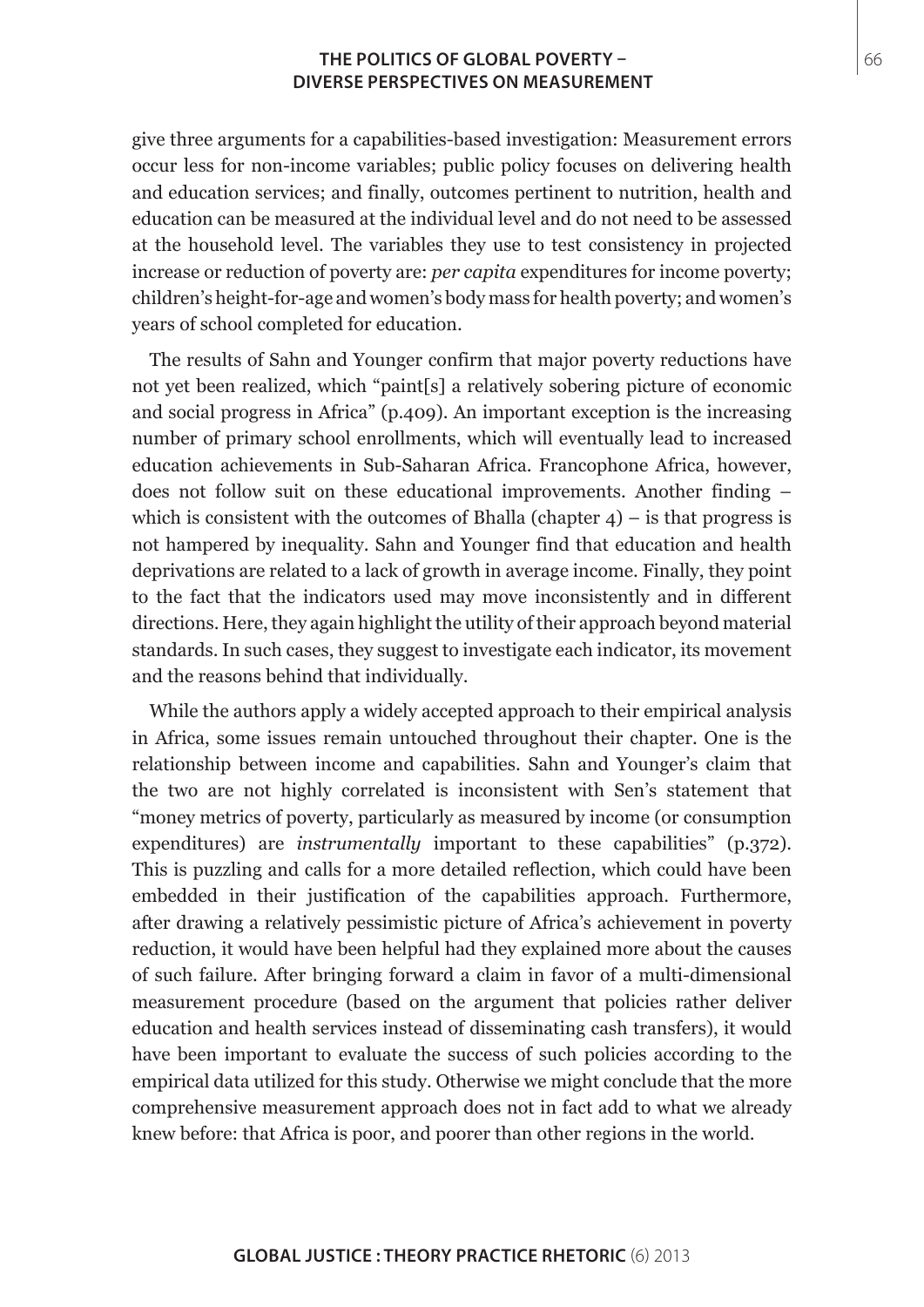give three arguments for a capabilities-based investigation: Measurement errors occur less for non-income variables; public policy focuses on delivering health and education services; and finally, outcomes pertinent to nutrition, health and education can be measured at the individual level and do not need to be assessed at the household level. The variables they use to test consistency in projected increase or reduction of poverty are: *per capita* expenditures for income poverty; children's height-for-age and women's body mass for health poverty; and women's years of school completed for education.

The results of Sahn and Younger confirm that major poverty reductions have not yet been realized, which "paint[s] a relatively sobering picture of economic and social progress in Africa" (p.409). An important exception is the increasing number of primary school enrollments, which will eventually lead to increased education achievements in Sub-Saharan Africa. Francophone Africa, however, does not follow suit on these educational improvements. Another finding – which is consistent with the outcomes of Bhalla (chapter 4) – is that progress is not hampered by inequality. Sahn and Younger find that education and health deprivations are related to a lack of growth in average income. Finally, they point to the fact that the indicators used may move inconsistently and in different directions. Here, they again highlight the utility of their approach beyond material standards. In such cases, they suggest to investigate each indicator, its movement and the reasons behind that individually.

While the authors apply a widely accepted approach to their empirical analysis in Africa, some issues remain untouched throughout their chapter. One is the relationship between income and capabilities. Sahn and Younger's claim that the two are not highly correlated is inconsistent with Sen's statement that "money metrics of poverty, particularly as measured by income (or consumption expenditures) are *instrumentally* important to these capabilities" (p.372). This is puzzling and calls for a more detailed reflection, which could have been embedded in their justification of the capabilities approach. Furthermore, after drawing a relatively pessimistic picture of Africa's achievement in poverty reduction, it would have been helpful had they explained more about the causes of such failure. After bringing forward a claim in favor of a multi-dimensional measurement procedure (based on the argument that policies rather deliver education and health services instead of disseminating cash transfers), it would have been important to evaluate the success of such policies according to the empirical data utilized for this study. Otherwise we might conclude that the more comprehensive measurement approach does not in fact add to what we already knew before: that Africa is poor, and poorer than other regions in the world.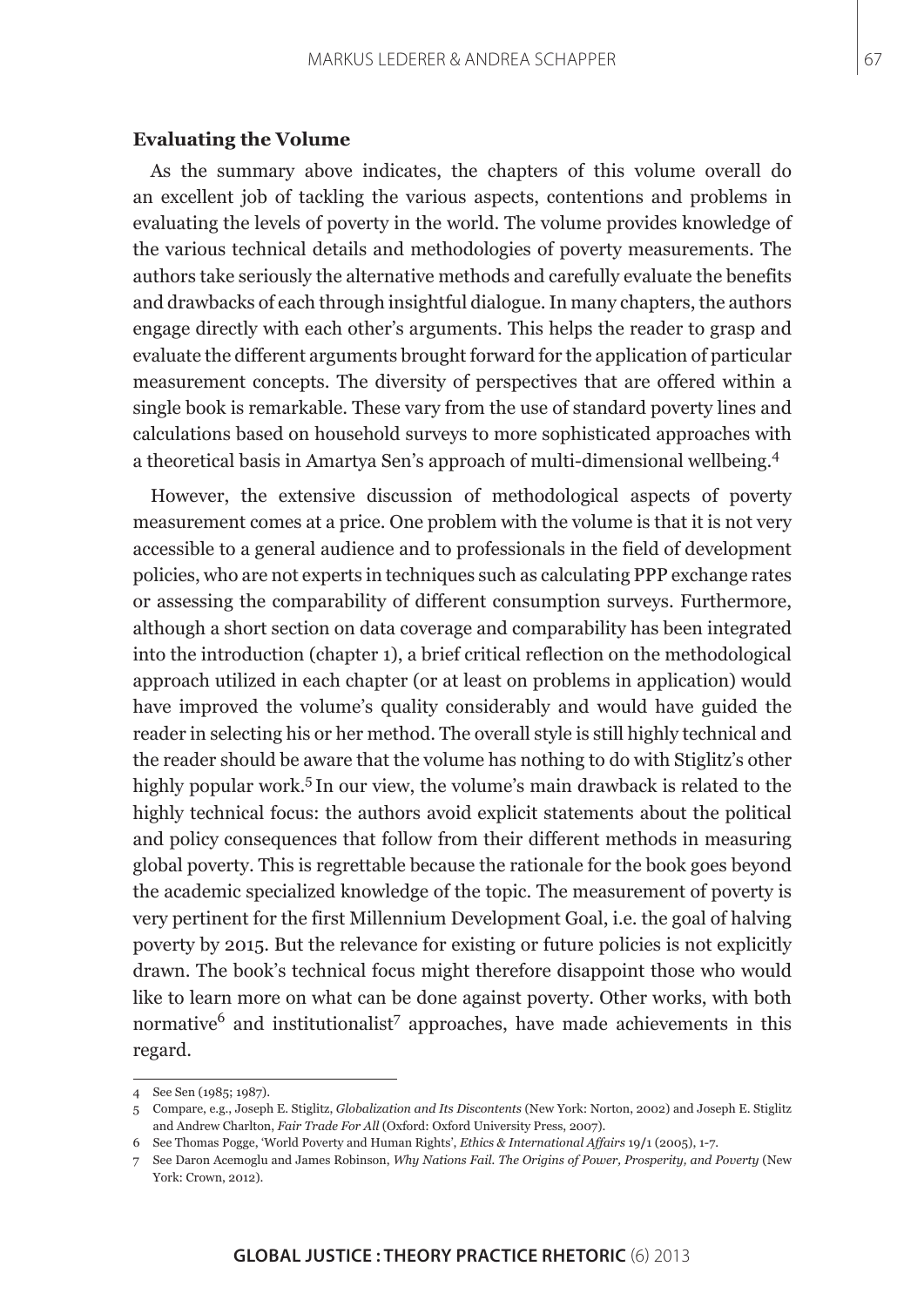**Evaluating the Volume**

As the summary above indicates, the chapters of this volume overall do an excellent job of tackling the various aspects, contentions and problems in evaluating the levels of poverty in the world. The volume provides knowledge of the various technical details and methodologies of poverty measurements. The authors take seriously the alternative methods and carefully evaluate the benefits and drawbacks of each through insightful dialogue. In many chapters, the authors engage directly with each other's arguments. This helps the reader to grasp and evaluate the different arguments brought forward for the application of particular measurement concepts. The diversity of perspectives that are offered within a single book is remarkable. These vary from the use of standard poverty lines and calculations based on household surveys to more sophisticated approaches with a theoretical basis in Amartya Sen's approach of multi-dimensional wellbeing.[4]

However, the extensive discussion of methodological aspects of poverty measurement comes at a price. One problem with the volume is that it is not very accessible to a general audience and to professionals in the field of development policies, who are not experts in techniques such as calculating PPP exchange rates or assessing the comparability of different consumption surveys. Furthermore, although a short section on data coverage and comparability has been integrated into the introduction (chapter 1), a brief critical reflection on the methodological approach utilized in each chapter (or at least on problems in application) would have improved the volume's quality considerably and would have guided the reader in selecting his or her method. The overall style is still highly technical and the reader should be aware that the volume has nothing to do with Stiglitz's other highly popular work.[5] In our view, the volume's main drawback is related to the highly technical focus: the authors avoid explicit statements about the political and policy consequences that follow from their different methods in measuring global poverty. This is regrettable because the rationale for the book goes beyond the academic specialized knowledge of the topic. The measurement of poverty is very pertinent for the first Millennium Development Goal, i.e. the goal of halving poverty by 2015. But the relevance for existing or future policies is not explicitly drawn. The book's technical focus might therefore disappoint those who would like to learn more on what can be done against poverty. Other works, with both normative[6] and institutionalist[7] approaches, have made achievements in this regard.

---

4 See Sen (1985; 1987).

5 Compare, e.g., Joseph E. Stiglitz, *Globalization and Its Discontents* (New York: Norton, 2002) and Joseph E. Stiglitz and Andrew Charlton, *Fair Trade For All* (Oxford: Oxford University Press, 2007).

6 See Thomas Pogge, 'World Poverty and Human Rights', *Ethics & International Affairs* 19/1 (2005), 1-7.

7 See Daron Acemoglu and James Robinson, *Why Nations Fail. The Origins of Power, Prosperity, and Poverty* (New York: Crown, 2012).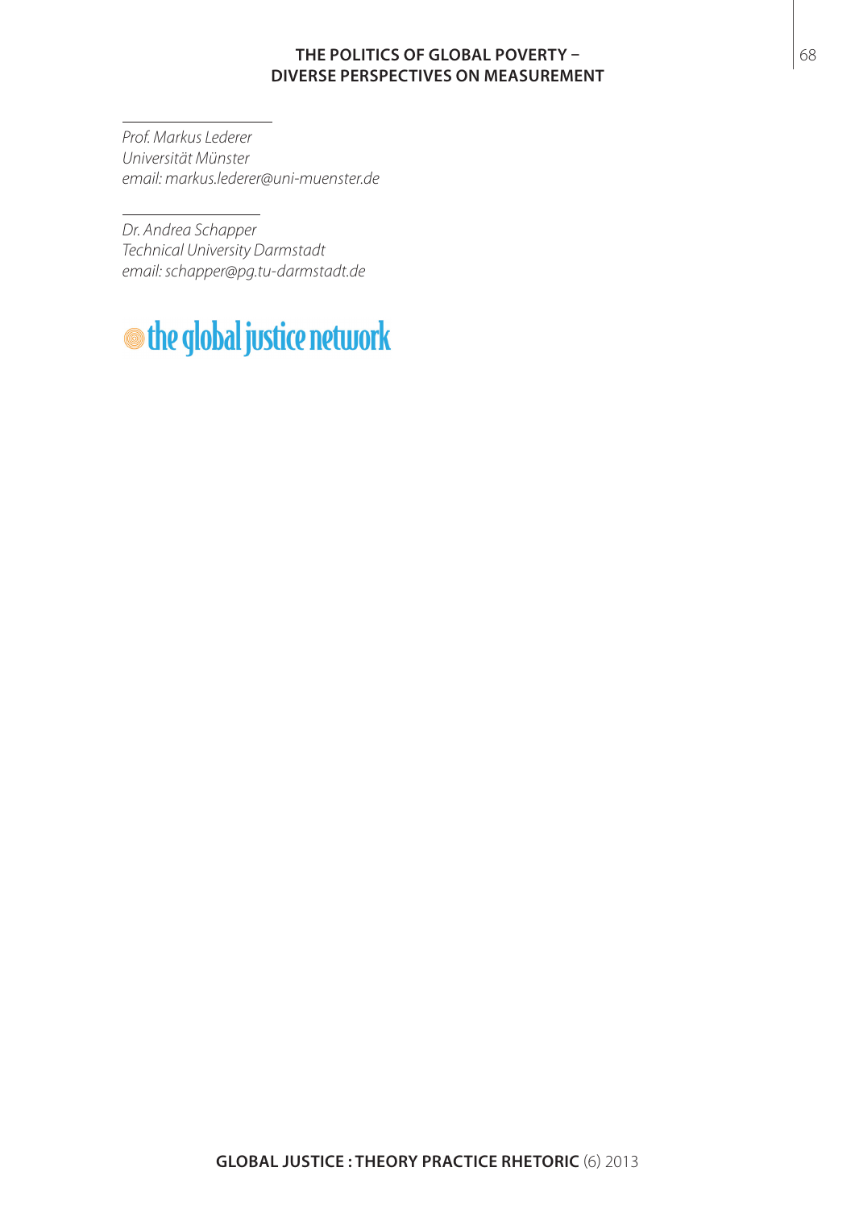*Prof. Markus Lederer*
*Universität Münster*
*email: markus.lederer@uni-muenster.de*

*Dr. Andrea Schapper*
*Technical University Darmstadt*
*email: schapper@pg.tu-darmstadt.de*

the global justice network